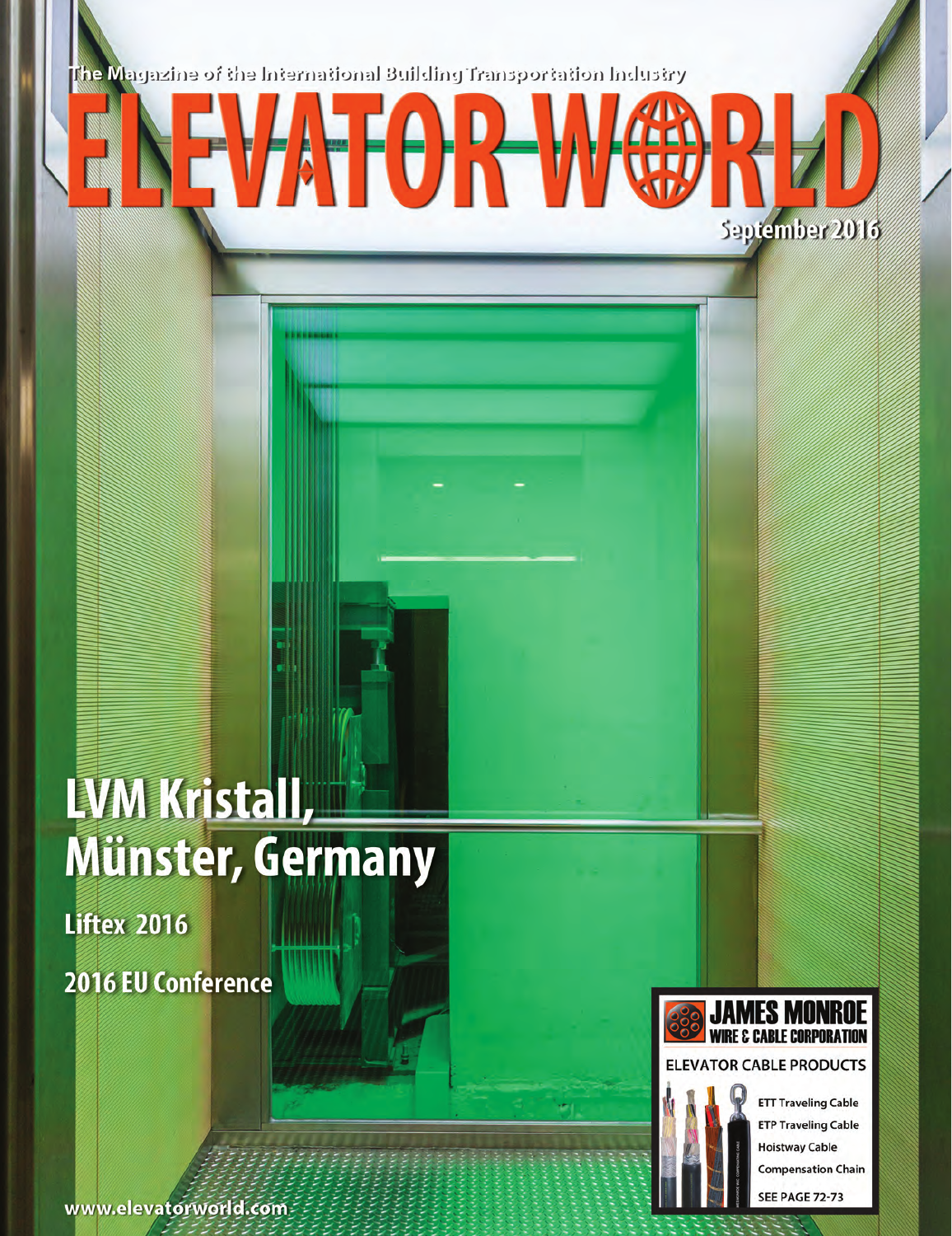The Magazine of the International Building Transportation Industry

# ELEVATOR WORLD

September 2016

## LVM Kristall, Münster, Germany

**Liftex 2016**

**2016 EU Conference**

**JAMES MONROE WIRE & CABLE CORPORATION**

ELEVATOR CABLE PRODUCTS

- ETT Traveling Cable
- ETP Traveling Cable
- Hoistway Cable
- Compensation Chain

SEE PAGE 72-73

www.elevatorworld.com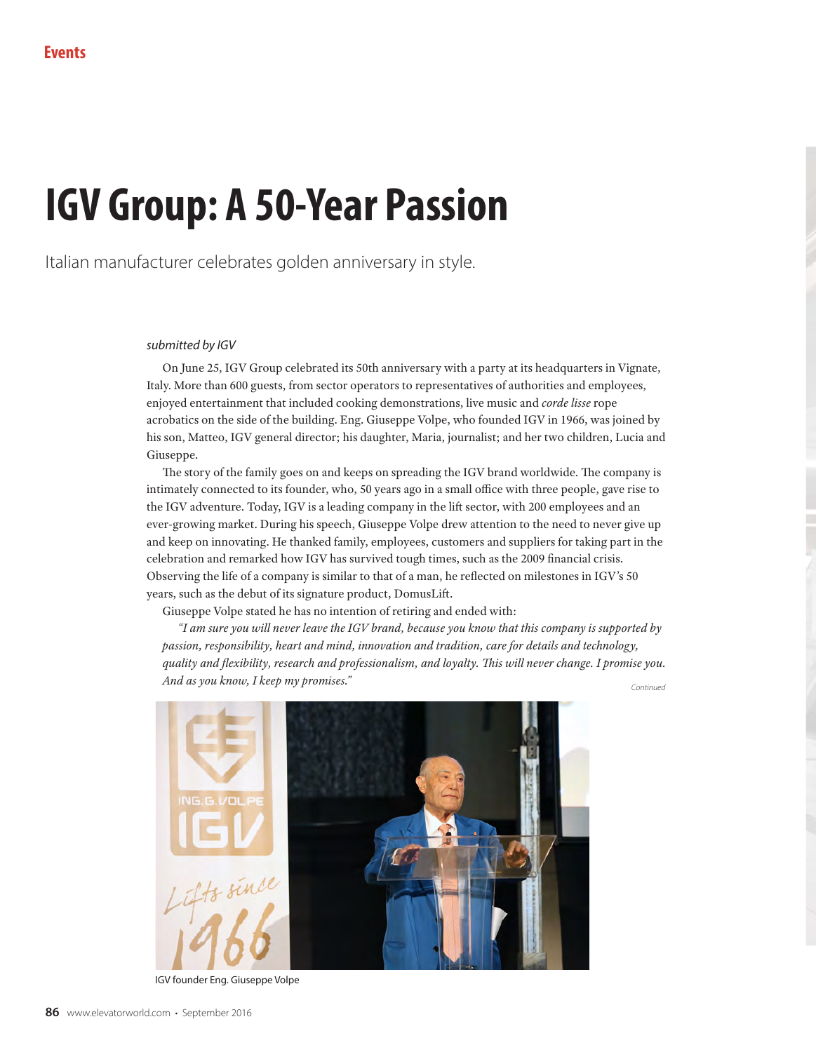Events

# IGV Group: A 50-Year Passion

Italian manufacturer celebrates golden anniversary in style.

*submitted by IGV*

On June 25, IGV Group celebrated its 50th anniversary with a party at its headquarters in Vignate, Italy. More than 600 guests, from sector operators to representatives of authorities and employees, enjoyed entertainment that included cooking demonstrations, live music and *corde lisse* rope acrobatics on the side of the building. Eng. Giuseppe Volpe, who founded IGV in 1966, was joined by his son, Matteo, IGV general director; his daughter, Maria, journalist; and her two children, Lucia and Giuseppe.

The story of the family goes on and keeps on spreading the IGV brand worldwide. The company is intimately connected to its founder, who, 50 years ago in a small office with three people, gave rise to the IGV adventure. Today, IGV is a leading company in the lift sector, with 200 employees and an ever-growing market. During his speech, Giuseppe Volpe drew attention to the need to never give up and keep on innovating. He thanked family, employees, customers and suppliers for taking part in the celebration and remarked how IGV has survived tough times, such as the 2009 financial crisis. Observing the life of a company is similar to that of a man, he reflected on milestones in IGV's 50 years, such as the debut of its signature product, DomusLift.

Giuseppe Volpe stated he has no intention of retiring and ended with:

> *"I am sure you will never leave the IGV brand, because you know that this company is supported by passion, responsibility, heart and mind, innovation and tradition, care for details and technology, quality and flexibility, research and professionalism, and loyalty. This will never change. I promise you. And as you know, I keep my promises."*

*Continued*

IGV founder Eng. Giuseppe Volpe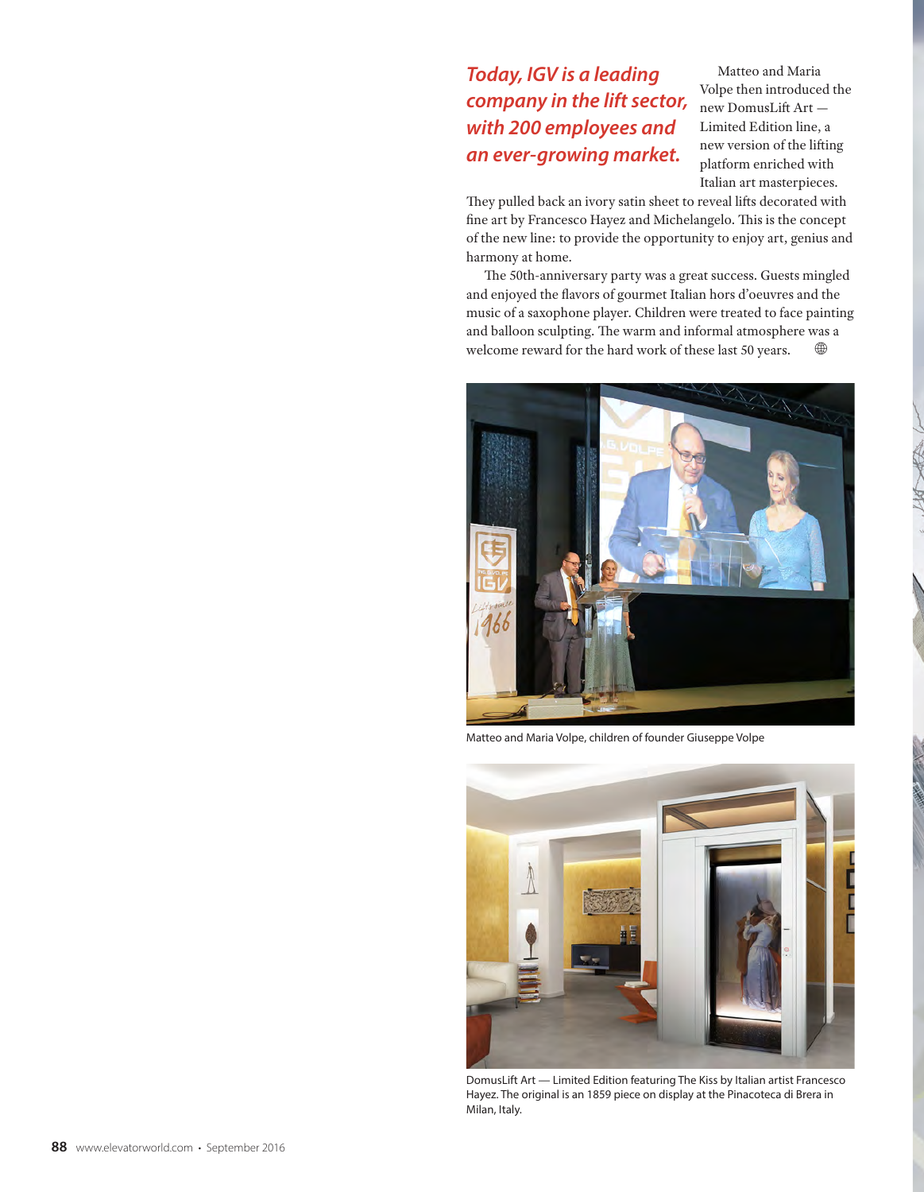*Today, IGV is a leading company in the lift sector, with 200 employees and an ever-growing market.*

Matteo and Maria Volpe then introduced the new DomusLift Art — Limited Edition line, a new version of the lifting platform enriched with Italian art masterpieces. They pulled back an ivory satin sheet to reveal lifts decorated with fine art by Francesco Hayez and Michelangelo. This is the concept of the new line: to provide the opportunity to enjoy art, genius and harmony at home.

The 50th-anniversary party was a great success. Guests mingled and enjoyed the flavors of gourmet Italian hors d'oeuvres and the music of a saxophone player. Children were treated to face painting and balloon sculpting. The warm and informal atmosphere was a welcome reward for the hard work of these last 50 years.

Matteo and Maria Volpe, children of founder Giuseppe Volpe

DomusLift Art — Limited Edition featuring The Kiss by Italian artist Francesco Hayez. The original is an 1859 piece on display at the Pinacoteca di Brera in Milan, Italy.